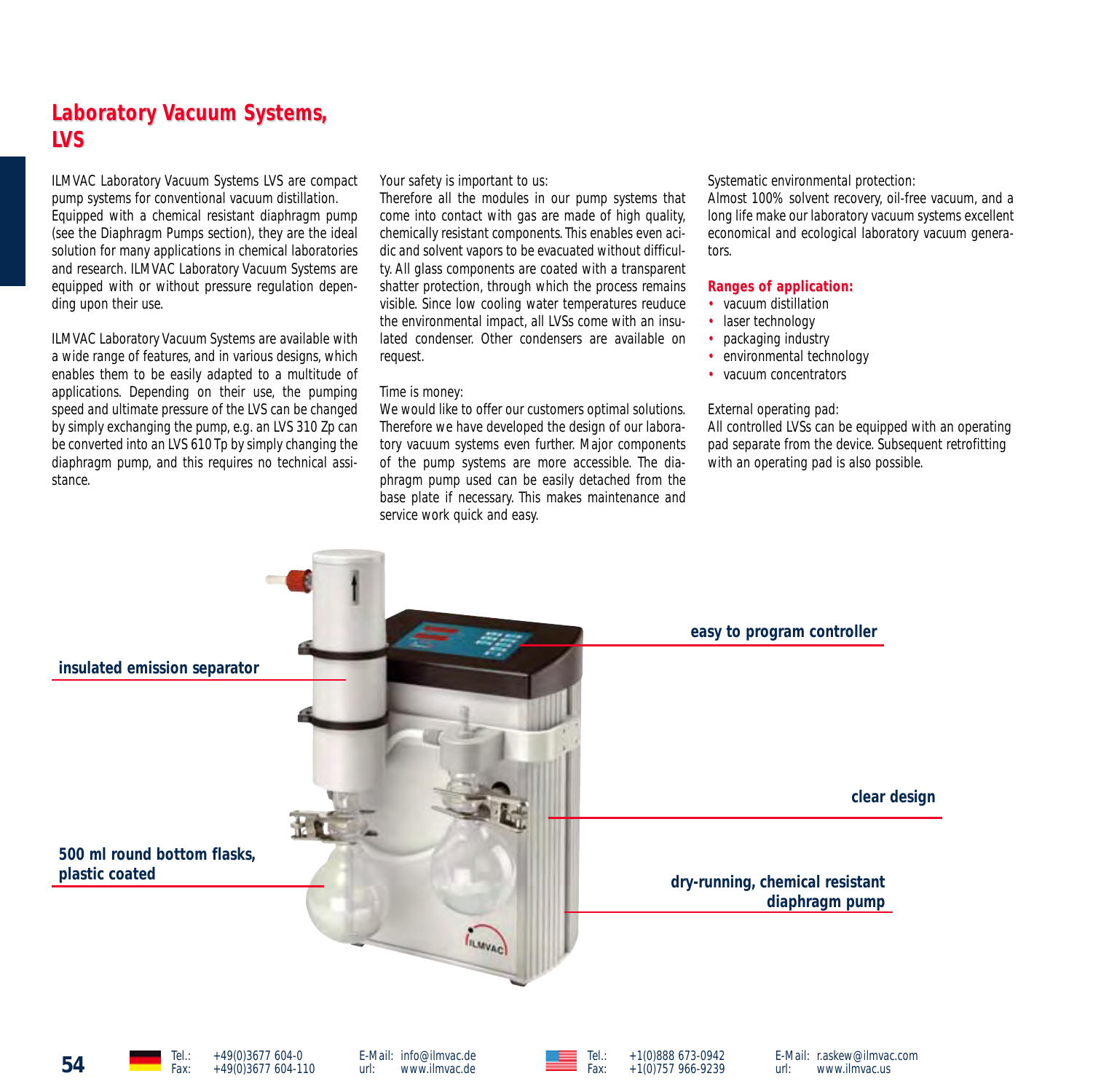# Laboratory Vacuum Systems, LVS

ILMVAC Laboratory Vacuum Systems LVS are compact pump systems for conventional vacuum distillation. Equipped with a chemical resistant diaphragm pump (see the Diaphragm Pumps section), they are the ideal solution for many applications in chemical laboratories and research. ILMVAC Laboratory Vacuum Systems are equipped with or without pressure regulation depending upon their use.

ILMVAC Laboratory Vacuum Systems are available with a wide range of features, and in various designs, which enables them to be easily adapted to a multitude of applications. Depending on their use, the pumping speed and ultimate pressure of the LVS can be changed by simply exchanging the pump, e.g. an LVS 310 Zp can be converted into an LVS 610 Tp by simply changing the diaphragm pump, and this requires no technical assistance.

Your safety is important to us:
Therefore all the modules in our pump systems that come into contact with gas are made of high quality, chemically resistant components. This enables even acidic and solvent vapors to be evacuated without difficulty. All glass components are coated with a transparent shatter protection, through which the process remains visible. Since low cooling water temperatures reuduce the environmental impact, all LVSs come with an insulated condenser. Other condensers are available on request.

Time is money:
We would like to offer our customers optimal solutions. Therefore we have developed the design of our laboratory vacuum systems even further. Major components of the pump systems are more accessible. The diaphragm pump used can be easily detached from the base plate if necessary. This makes maintenance and service work quick and easy.

Systematic environmental protection:
Almost 100% solvent recovery, oil-free vacuum, and a long life make our laboratory vacuum systems excellent economical and ecological laboratory vacuum generators.

**Ranges of application:**

- vacuum distillation
- laser technology
- packaging industry
- environmental technology
- vacuum concentrators

External operating pad:
All controlled LVSs can be equipped with an operating pad separate from the device. Subsequent retrofitting with an operating pad is also possible.

**insulated emission separator**

**easy to program controller**

**clear design**

**500 ml round bottom flasks, plastic coated**

**dry-running, chemical resistant diaphragm pump**

Tel.: +49(0)3677 604-0
Fax: +49(0)3677 604-110
E-Mail: info@ilmvac.de
url: www.ilmvac.de

Tel.: +1(0)888 673-0942
Fax: +1(0)757 966-9239
E-Mail: r.askew@ilmvac.com
url: www.ilmvac.us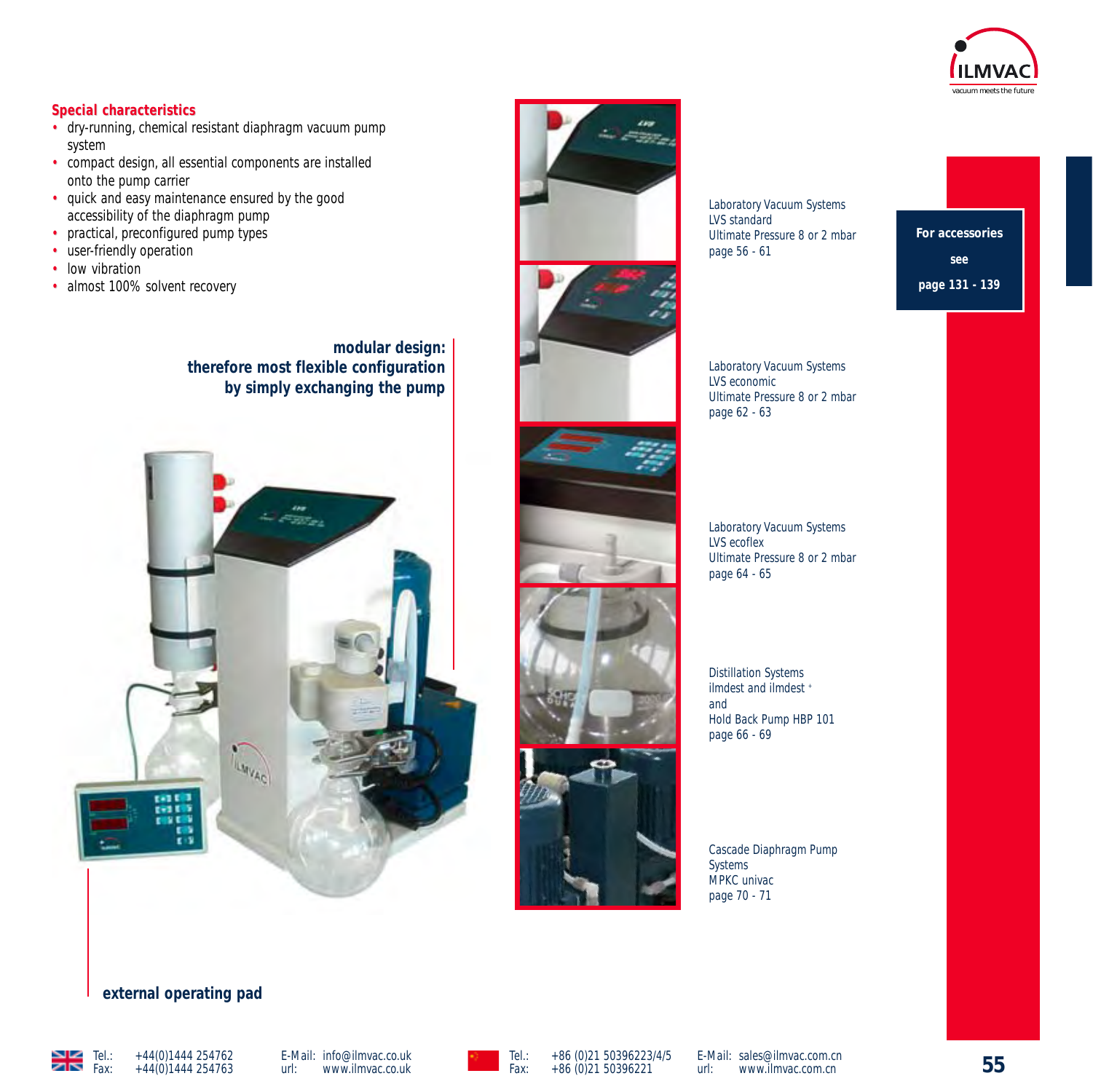## Special characteristics

- dry-running, chemical resistant diaphragm vacuum pump system
- compact design, all essential components are installed onto the pump carrier
- quick and easy maintenance ensured by the good accessibility of the diaphragm pump
- practical, preconfigured pump types
- user-friendly operation
- low vibration
- almost 100% solvent recovery

**modular design: therefore most flexible configuration by simply exchanging the pump**

**external operating pad**

Laboratory Vacuum Systems
LVS standard
Ultimate Pressure 8 or 2 mbar
page 56 - 61

Laboratory Vacuum Systems
LVS economic
Ultimate Pressure 8 or 2 mbar
page 62 - 63

Laboratory Vacuum Systems
LVS ecoflex
Ultimate Pressure 8 or 2 mbar
page 64 - 65

Distillation Systems
ilmdest and ilmdest +
and
Hold Back Pump HBP 101
page 66 - 69

Cascade Diaphragm Pump Systems
MPKC univac
page 70 - 71

**For accessories see page 131 - 139**

Tel.: +44(0)1444 254762
Fax: +44(0)1444 254763
E-Mail: info@ilmvac.co.uk
url: www.ilmvac.co.uk

Tel.: +86 (0)21 50396223/4/5
Fax: +86 (0)21 50396221
E-Mail: sales@ilmvac.com.cn
url: www.ilmvac.com.cn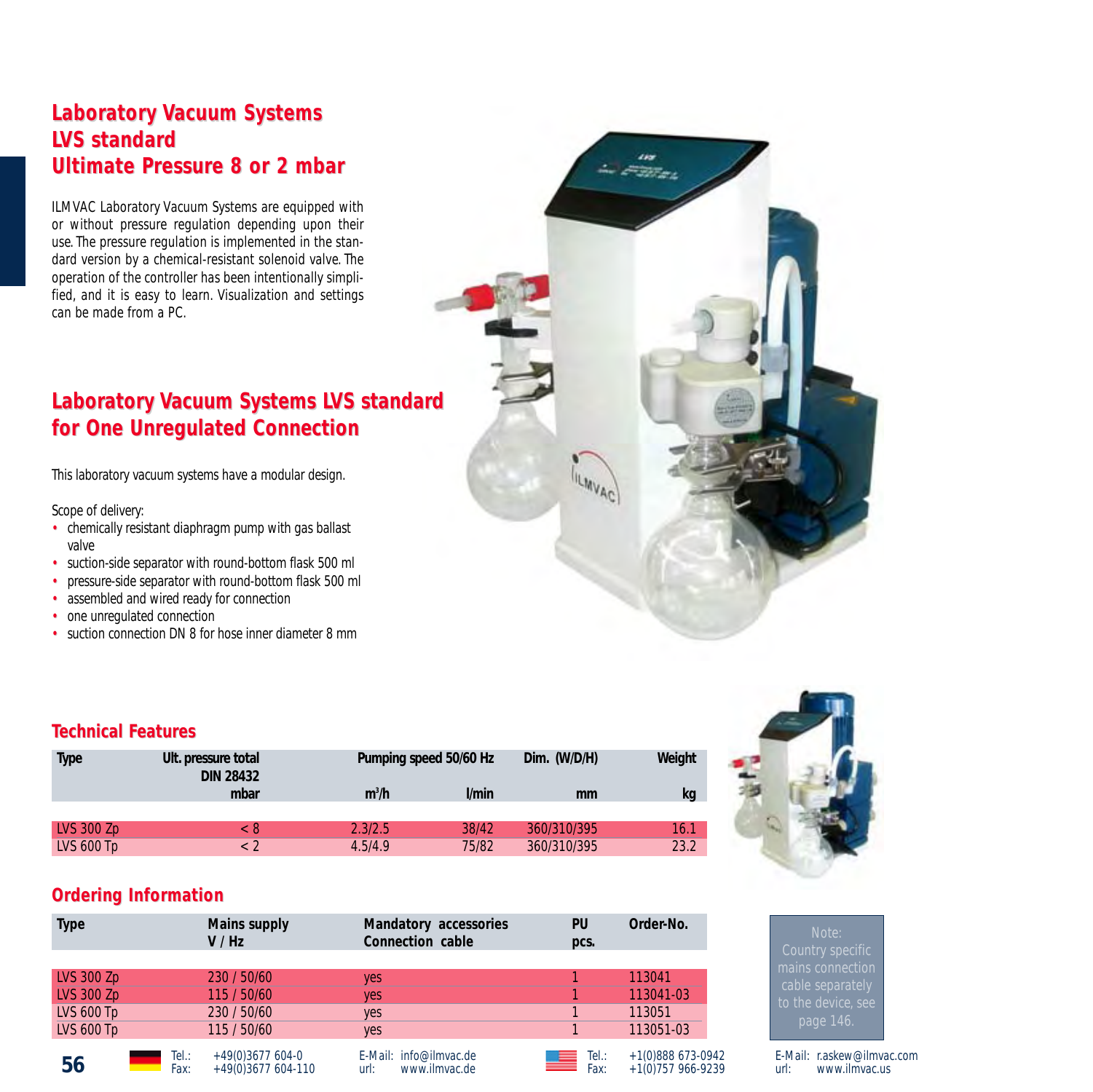## Laboratory Vacuum Systems LVS standard Ultimate Pressure 8 or 2 mbar

ILMVAC Laboratory Vacuum Systems are equipped with or without pressure regulation depending upon their use. The pressure regulation is implemented in the standard version by a chemical-resistant solenoid valve. The operation of the controller has been intentionally simplified, and it is easy to learn. Visualization and settings can be made from a PC.

## Laboratory Vacuum Systems LVS standard for One Unregulated Connection

This laboratory vacuum systems have a modular design.

Scope of delivery:

- chemically resistant diaphragm pump with gas ballast valve
- suction-side separator with round-bottom flask 500 ml
- pressure-side separator with round-bottom flask 500 ml
- assembled and wired ready for connection
- one unregulated connection
- suction connection DN 8 for hose inner diameter 8 mm

### Technical Features

| Type | Ult. pressure total DIN 28432 | Pumping speed 50/60 Hz | | Dim. (W/D/H) | Weight |
|---|---|---|---|---|---|
| | mbar | $m^3/h$ | l/min | mm | kg |
| LVS 300 Zp | < 8 | 2.3/2.5 | 38/42 | 360/310/395 | 16.1 |
| LVS 600 Tp | < 2 | 4.5/4.9 | 75/82 | 360/310/395 | 23.2 |

### Ordering Information

| Type | Mains supply V / Hz | Mandatory accessories Connection cable | PU pcs. | Order-No. |
|---|---|---|---|---|
| LVS 300 Zp | 230 / 50/60 | yes | 1 | 113041 |
| LVS 300 Zp | 115 / 50/60 | yes | 1 | 113041-03 |
| LVS 600 Tp | 230 / 50/60 | yes | 1 | 113051 |
| LVS 600 Tp | 115 / 50/60 | yes | 1 | 113051-03 |

Note: Country specific mains connection cable separately to the device, see page 146.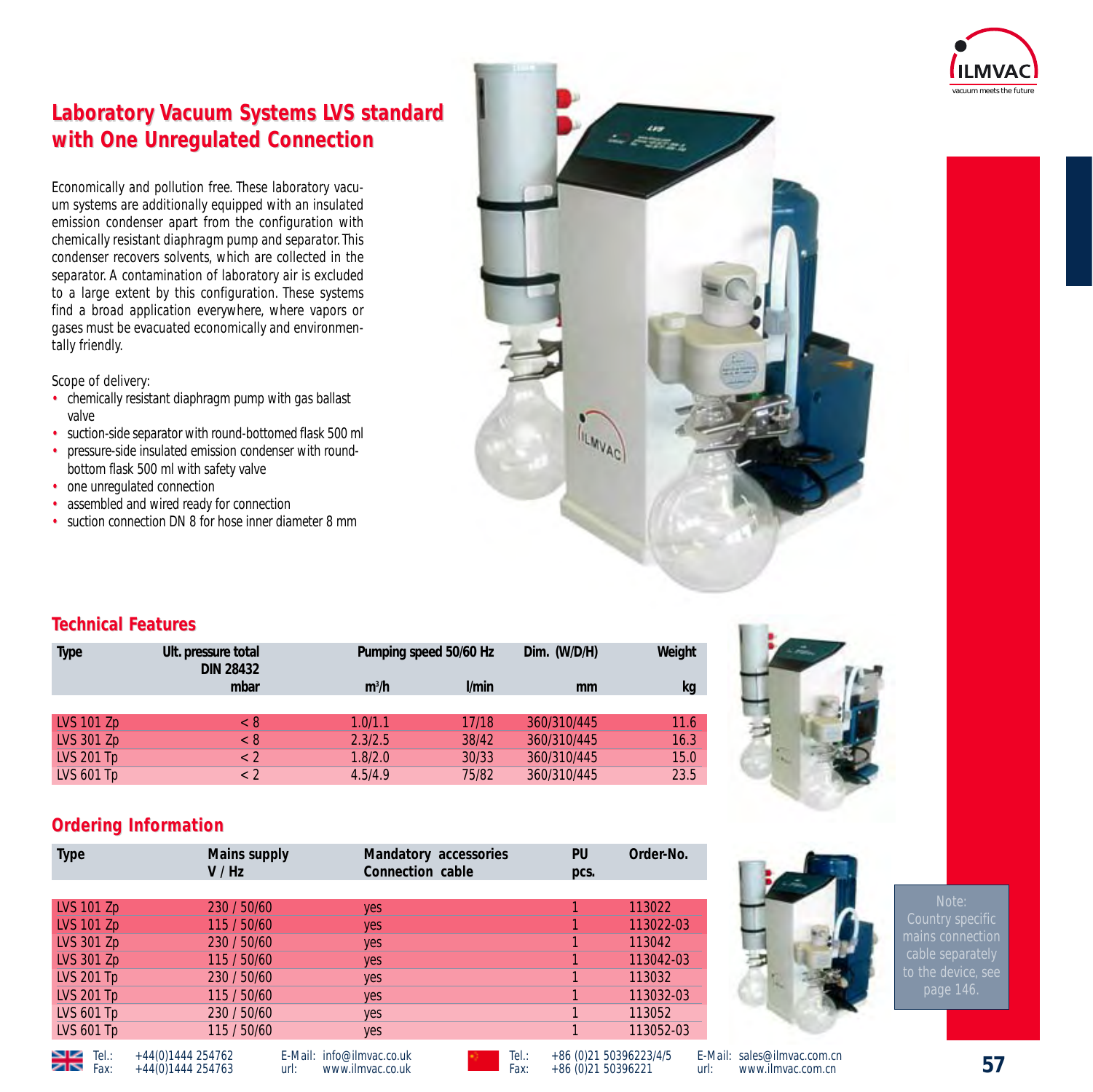# Laboratory Vacuum Systems LVS standard with One Unregulated Connection

Economically and pollution free. These laboratory vacuum systems are additionally equipped with an insulated emission condenser apart from the configuration with chemically resistant diaphragm pump and separator. This condenser recovers solvents, which are collected in the separator. A contamination of laboratory air is excluded to a large extent by this configuration. These systems find a broad application everywhere, where vapors or gases must be evacuated economically and environmentally friendly.

Scope of delivery:

- chemically resistant diaphragm pump with gas ballast valve
- suction-side separator with round-bottomed flask 500 ml
- pressure-side insulated emission condenser with round-bottom flask 500 ml with safety valve
- one unregulated connection
- assembled and wired ready for connection
- suction connection DN 8 for hose inner diameter 8 mm

## Technical Features

| Type | Ult. pressure total DIN 28432 | Pumping speed 50/60 Hz | | Dim. (W/D/H) | Weight |
|---|---|---|---|---|---|
| | mbar | $m^3/h$ | l/min | mm | kg |
| LVS 101 Zp | < 8 | 1.0/1.1 | 17/18 | 360/310/445 | 11.6 |
| LVS 301 Zp | < 8 | 2.3/2.5 | 38/42 | 360/310/445 | 16.3 |
| LVS 201 Tp | < 2 | 1.8/2.0 | 30/33 | 360/310/445 | 15.0 |
| LVS 601 Tp | < 2 | 4.5/4.9 | 75/82 | 360/310/445 | 23.5 |

## Ordering Information

| Type | Mains supply V / Hz | Mandatory accessories Connection cable | PU pcs. | Order-No. |
|---|---|---|---|---|
| LVS 101 Zp | 230 / 50/60 | yes | 1 | 113022 |
| LVS 101 Zp | 115 / 50/60 | yes | 1 | 113022-03 |
| LVS 301 Zp | 230 / 50/60 | yes | 1 | 113042 |
| LVS 301 Zp | 115 / 50/60 | yes | 1 | 113042-03 |
| LVS 201 Tp | 230 / 50/60 | yes | 1 | 113032 |
| LVS 201 Tp | 115 / 50/60 | yes | 1 | 113032-03 |
| LVS 601 Tp | 230 / 50/60 | yes | 1 | 113052 |
| LVS 601 Tp | 115 / 50/60 | yes | 1 | 113052-03 |

Note: Country specific mains connection cable separately to the device, see page 146.

Tel.: +44(0)1444 254762 Fax: +44(0)1444 254763 E-Mail: info@ilmvac.co.uk url: www.ilmvac.co.uk

Tel.: +86 (0)21 50396223/4/5 Fax: +86 (0)21 50396221 E-Mail: sales@ilmvac.com.cn url: www.ilmvac.com.cn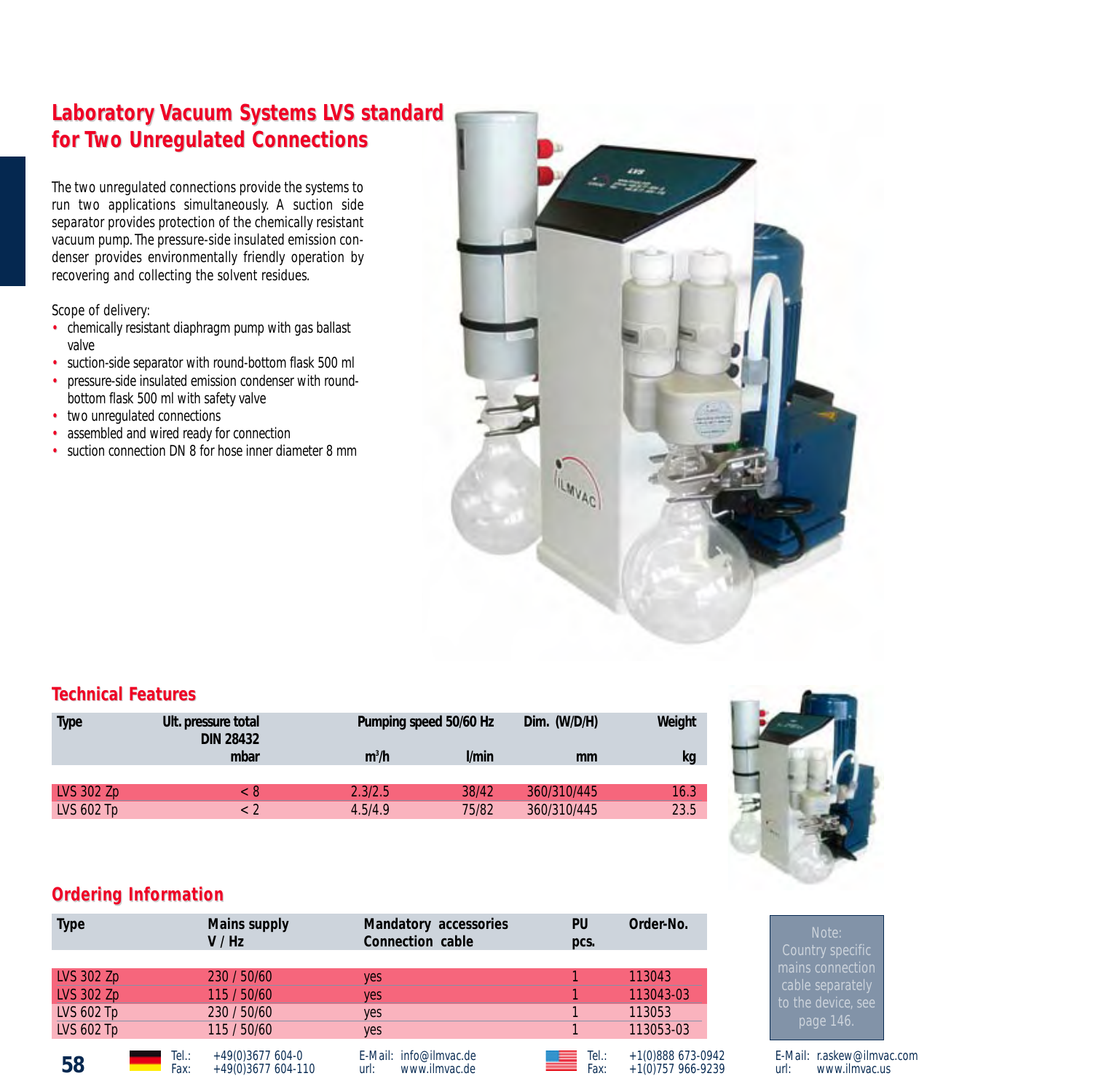# Laboratory Vacuum Systems LVS standard for Two Unregulated Connections

The two unregulated connections provide the systems to run two applications simultaneously. A suction side separator provides protection of the chemically resistant vacuum pump. The pressure-side insulated emission condenser provides environmentally friendly operation by recovering and collecting the solvent residues.

Scope of delivery:

- chemically resistant diaphragm pump with gas ballast valve
- suction-side separator with round-bottom flask 500 ml
- pressure-side insulated emission condenser with round-bottom flask 500 ml with safety valve
- two unregulated connections
- assembled and wired ready for connection
- suction connection DN 8 for hose inner diameter 8 mm

## Technical Features

| Type | Ult. pressure total DIN 28432 | Pumping speed 50/60 Hz | | Dim. (W/D/H) | Weight |
|---|---|---|---|---|---|
| | mbar | $m^3/h$ | l/min | mm | kg |
| LVS 302 Zp | < 8 | 2.3/2.5 | 38/42 | 360/310/445 | 16.3 |
| LVS 602 Tp | < 2 | 4.5/4.9 | 75/82 | 360/310/445 | 23.5 |

## Ordering Information

| Type | Mains supply V / Hz | Mandatory accessories Connection cable | PU pcs. | Order-No. |
|---|---|---|---|---|
| LVS 302 Zp | 230 / 50/60 | yes | 1 | 113043 |
| LVS 302 Zp | 115 / 50/60 | yes | 1 | 113043-03 |
| LVS 602 Tp | 230 / 50/60 | yes | 1 | 113053 |
| LVS 602 Tp | 115 / 50/60 | yes | 1 | 113053-03 |

Note: Country specific mains connection cable separately to the device, see page 146.

Tel.: +49(0)3677 604-0
Fax: +49(0)3677 604-110
E-Mail: info@ilmvac.de
url: www.ilmvac.de

Tel.: +1(0)888 673-0942
Fax: +1(0)757 966-9239
E-Mail: r.askew@ilmvac.com
url: www.ilmvac.us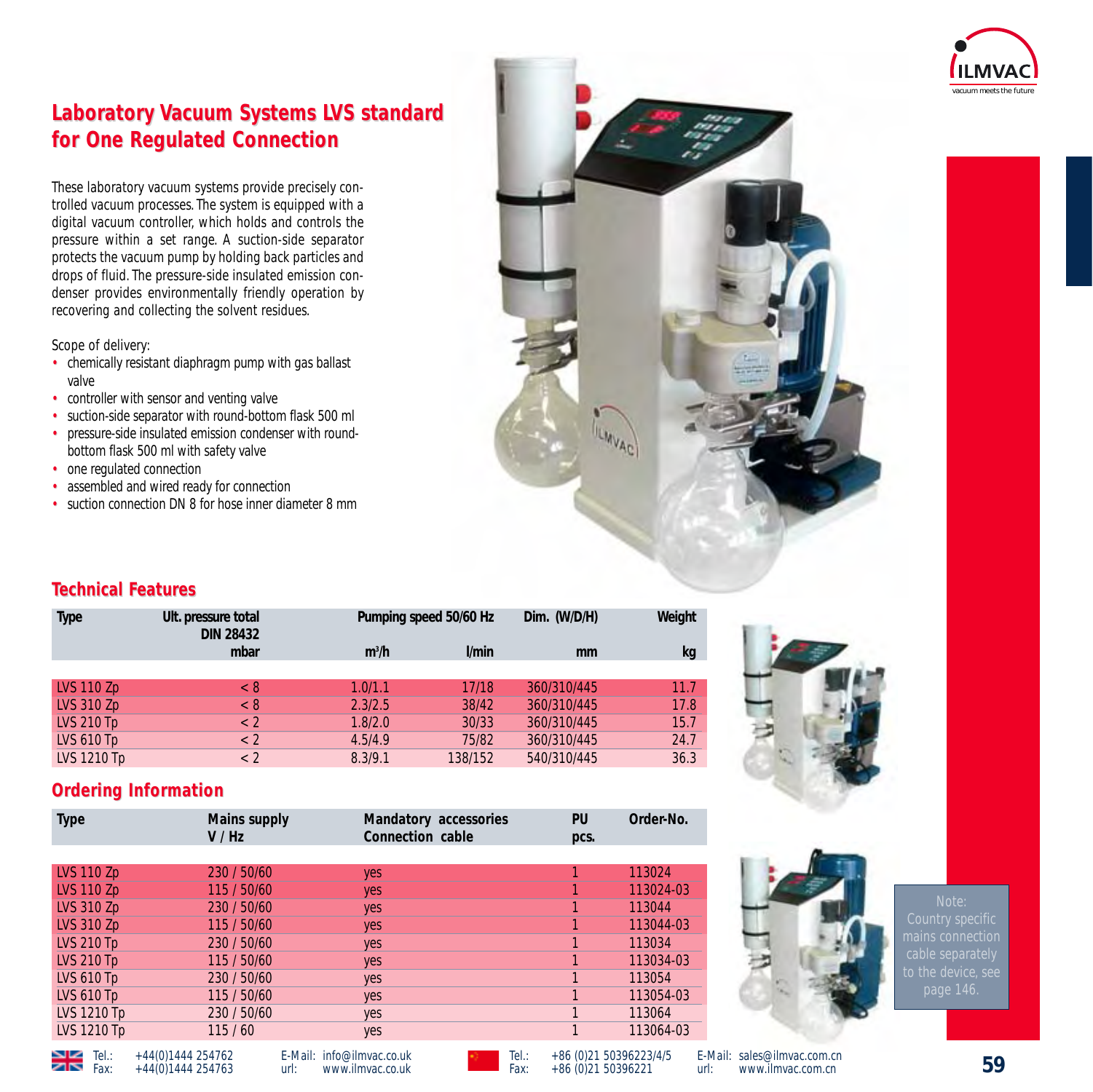## Laboratory Vacuum Systems LVS standard for One Regulated Connection

These laboratory vacuum systems provide precisely controlled vacuum processes. The system is equipped with a digital vacuum controller, which holds and controls the pressure within a set range. A suction-side separator protects the vacuum pump by holding back particles and drops of fluid. The pressure-side insulated emission condenser provides environmentally friendly operation by recovering and collecting the solvent residues.

Scope of delivery:

- chemically resistant diaphragm pump with gas ballast valve
- controller with sensor and venting valve
- suction-side separator with round-bottom flask 500 ml
- pressure-side insulated emission condenser with round-bottom flask 500 ml with safety valve
- one regulated connection
- assembled and wired ready for connection
- suction connection DN 8 for hose inner diameter 8 mm

### Technical Features

| Type | Ult. pressure total DIN 28432 | Pumping speed 50/60 Hz | | Dim. (W/D/H) | Weight |
|---|---|---|---|---|---|
| | mbar | $m^3/h$ | l/min | mm | kg |
| LVS 110 Zp | < 8 | 1.0/1.1 | 17/18 | 360/310/445 | 11.7 |
| LVS 310 Zp | < 8 | 2.3/2.5 | 38/42 | 360/310/445 | 17.8 |
| LVS 210 Tp | < 2 | 1.8/2.0 | 30/33 | 360/310/445 | 15.7 |
| LVS 610 Tp | < 2 | 4.5/4.9 | 75/82 | 360/310/445 | 24.7 |
| LVS 1210 Tp | < 2 | 8.3/9.1 | 138/152 | 540/310/445 | 36.3 |

### Ordering Information

| Type | Mains supply V / Hz | Mandatory accessories Connection cable | PU pcs. | Order-No. |
|---|---|---|---|---|
| LVS 110 Zp | 230 / 50/60 | yes | 1 | 113024 |
| LVS 110 Zp | 115 / 50/60 | yes | 1 | 113024-03 |
| LVS 310 Zp | 230 / 50/60 | yes | 1 | 113044 |
| LVS 310 Zp | 115 / 50/60 | yes | 1 | 113044-03 |
| LVS 210 Tp | 230 / 50/60 | yes | 1 | 113034 |
| LVS 210 Tp | 115 / 50/60 | yes | 1 | 113034-03 |
| LVS 610 Tp | 230 / 50/60 | yes | 1 | 113054 |
| LVS 610 Tp | 115 / 50/60 | yes | 1 | 113054-03 |
| LVS 1210 Tp | 230 / 50/60 | yes | 1 | 113064 |
| LVS 1210 Tp | 115 / 60 | yes | 1 | 113064-03 |

Note: Country specific mains connection cable separately to the device, see page 146.

Tel.: +44(0)1444 254762 Fax: +44(0)1444 254763 E-Mail: info@ilmvac.co.uk url: www.ilmvac.co.uk

Tel.: +86 (0)21 50396223/4/5 Fax: +86 (0)21 50396221 E-Mail: sales@ilmvac.com.cn url: www.ilmvac.com.cn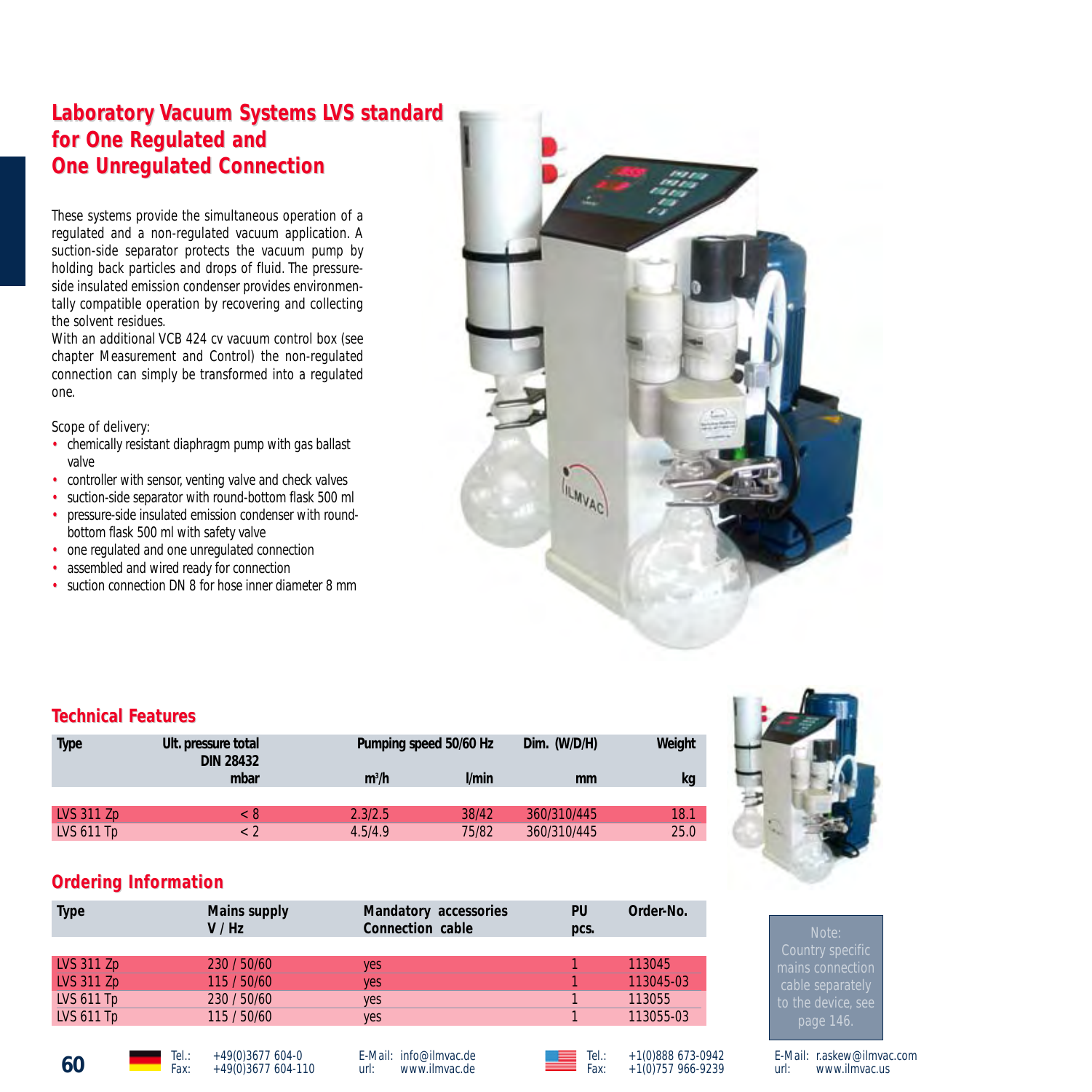# Laboratory Vacuum Systems LVS standard for One Regulated and One Unregulated Connection

These systems provide the simultaneous operation of a regulated and a non-regulated vacuum application. A suction-side separator protects the vacuum pump by holding back particles and drops of fluid. The pressure-side insulated emission condenser provides environmentally compatible operation by recovering and collecting the solvent residues.
With an additional VCB 424 cv vacuum control box (see chapter Measurement and Control) the non-regulated connection can simply be transformed into a regulated one.

Scope of delivery:

- chemically resistant diaphragm pump with gas ballast valve
- controller with sensor, venting valve and check valves
- suction-side separator with round-bottom flask 500 ml
- pressure-side insulated emission condenser with round-bottom flask 500 ml with safety valve
- one regulated and one unregulated connection
- assembled and wired ready for connection
- suction connection DN 8 for hose inner diameter 8 mm

## Technical Features

| Type | Ult. pressure total DIN 28432 | Pumping speed 50/60 Hz | | Dim. (W/D/H) | Weight |
|---|---|---|---|---|---|
| | mbar | $m^3/h$ | l/min | mm | kg |
| LVS 311 Zp | < 8 | 2.3/2.5 | 38/42 | 360/310/445 | 18.1 |
| LVS 611 Tp | < 2 | 4.5/4.9 | 75/82 | 360/310/445 | 25.0 |

## Ordering Information

| Type | Mains supply V / Hz | Mandatory accessories Connection cable | PU pcs. | Order-No. |
|---|---|---|---|---|
| LVS 311 Zp | 230 / 50/60 | yes | 1 | 113045 |
| LVS 311 Zp | 115 / 50/60 | yes | 1 | 113045-03 |
| LVS 611 Tp | 230 / 50/60 | yes | 1 | 113055 |
| LVS 611 Tp | 115 / 50/60 | yes | 1 | 113055-03 |

Note: Country specific mains connection cable separately to the device, see page 146.

Tel.: +49(0)3677 604-0
Fax: +49(0)3677 604-110
E-Mail: info@ilmvac.de
url: www.ilmvac.de

Tel.: +1(0)888 673-0942
Fax: +1(0)757 966-9239
E-Mail: r.askew@ilmvac.com
url: www.ilmvac.us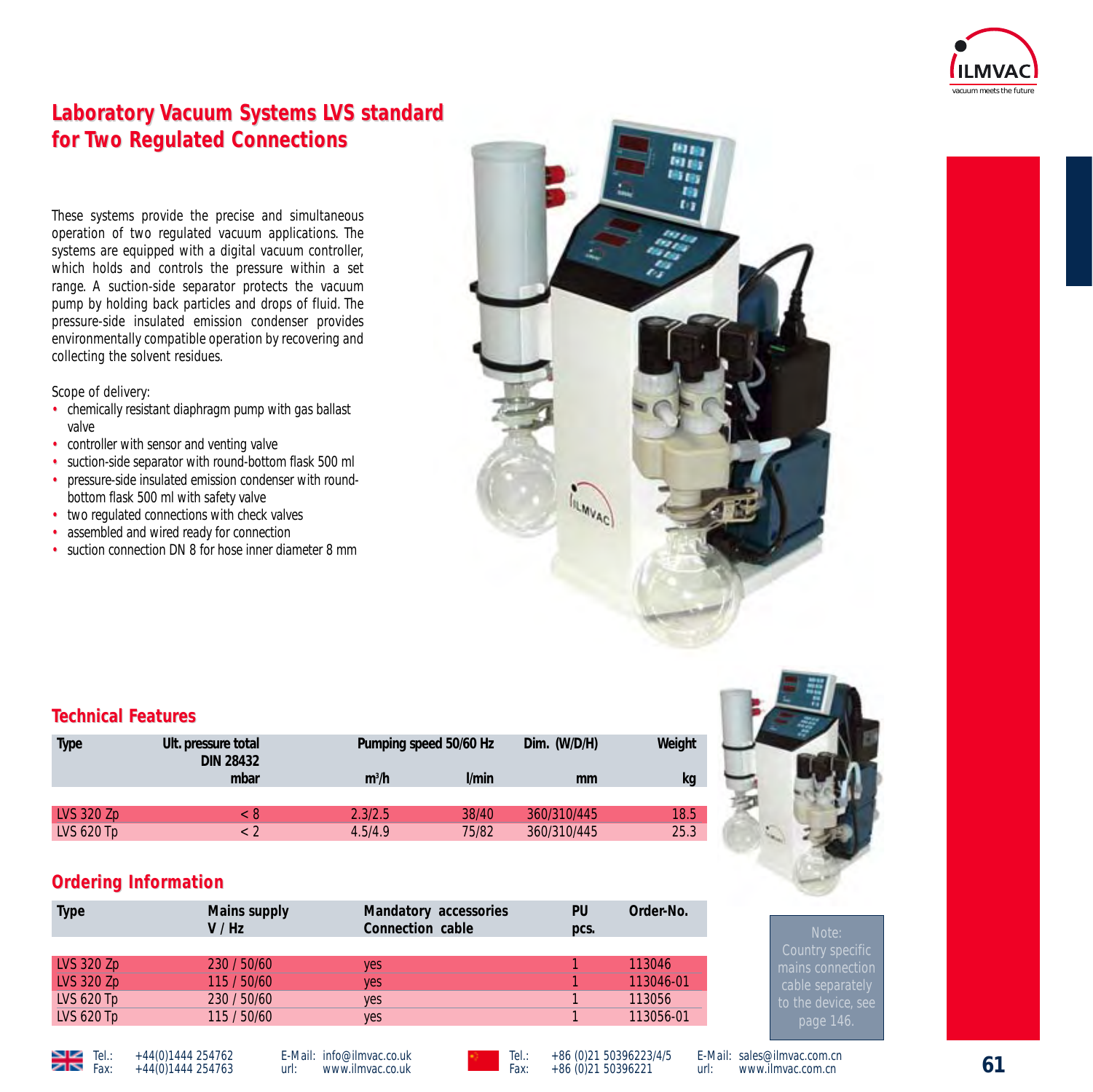# Laboratory Vacuum Systems LVS standard for Two Regulated Connections

These systems provide the precise and simultaneous operation of two regulated vacuum applications. The systems are equipped with a digital vacuum controller, which holds and controls the pressure within a set range. A suction-side separator protects the vacuum pump by holding back particles and drops of fluid. The pressure-side insulated emission condenser provides environmentally compatible operation by recovering and collecting the solvent residues.

Scope of delivery:

- chemically resistant diaphragm pump with gas ballast valve
- controller with sensor and venting valve
- suction-side separator with round-bottom flask 500 ml
- pressure-side insulated emission condenser with round-bottom flask 500 ml with safety valve
- two regulated connections with check valves
- assembled and wired ready for connection
- suction connection DN 8 for hose inner diameter 8 mm

## Technical Features

| Type | Ult. pressure total DIN 28432 | Pumping speed 50/60 Hz | | Dim. (W/D/H) | Weight |
|---|---|---|---|---|---|
| | mbar | $m^3/h$ | l/min | mm | kg |
| LVS 320 Zp | < 8 | 2.3/2.5 | 38/40 | 360/310/445 | 18.5 |
| LVS 620 Tp | < 2 | 4.5/4.9 | 75/82 | 360/310/445 | 25.3 |

## Ordering Information

| Type | Mains supply V / Hz | Mandatory accessories Connection cable | PU pcs. | Order-No. |
|---|---|---|---|---|
| LVS 320 Zp | 230 / 50/60 | yes | 1 | 113046 |
| LVS 320 Zp | 115 / 50/60 | yes | 1 | 113046-01 |
| LVS 620 Tp | 230 / 50/60 | yes | 1 | 113056 |
| LVS 620 Tp | 115 / 50/60 | yes | 1 | 113056-01 |

Note: Country specific mains connection cable separately to the device, see page 146.

Tel.: +44(0)1444 254762  
Fax: +44(0)1444 254763  
E-Mail: info@ilmvac.co.uk  
url: www.ilmvac.co.uk

Tel.: +86 (0)21 50396223/4/5  
Fax: +86 (0)21 50396221  
E-Mail: sales@ilmvac.com.cn  
url: www.ilmvac.com.cn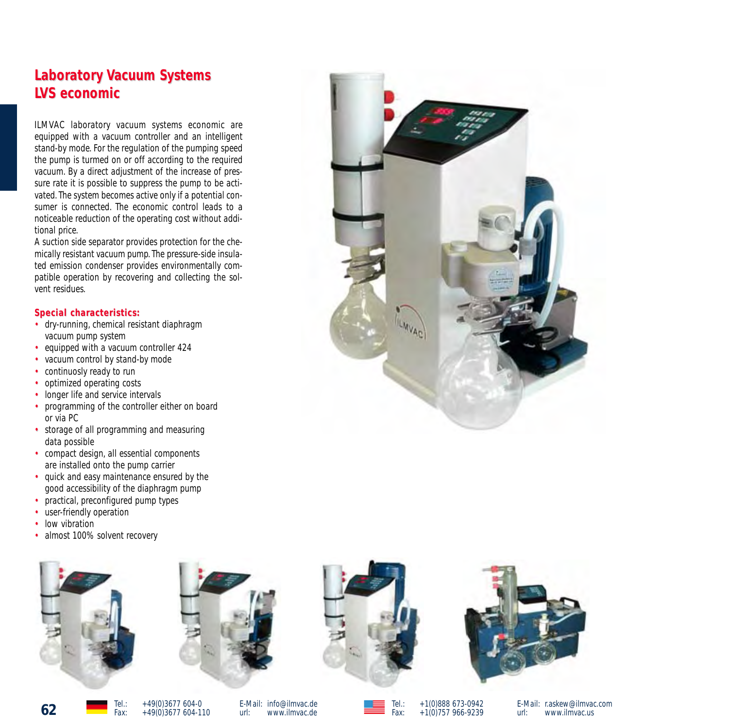# Laboratory Vacuum Systems LVS economic

ILMVAC laboratory vacuum systems economic are equipped with a vacuum controller and an intelligent stand-by mode. For the regulation of the pumping speed the pump is turned on or off according to the required vacuum. By a direct adjustment of the increase of pressure rate it is possible to suppress the pump to be activated. The system becomes active only if a potential consumer is connected. The economic control leads to a noticeable reduction of the operating cost without additional price.

A suction side separator provides protection for the chemically resistant vacuum pump. The pressure-side insulated emission condenser provides environmentally compatible operation by recovering and collecting the solvent residues.

**Special characteristics:**

- dry-running, chemical resistant diaphragm vacuum pump system
- equipped with a vacuum controller 424
- vacuum control by stand-by mode
- continuosly ready to run
- optimized operating costs
- longer life and service intervals
- programming of the controller either on board or via PC
- storage of all programming and measuring data possible
- compact design, all essential components are installed onto the pump carrier
- quick and easy maintenance ensured by the good accessibility of the diaphragm pump
- practical, preconfigured pump types
- user-friendly operation
- low vibration
- almost 100% solvent recovery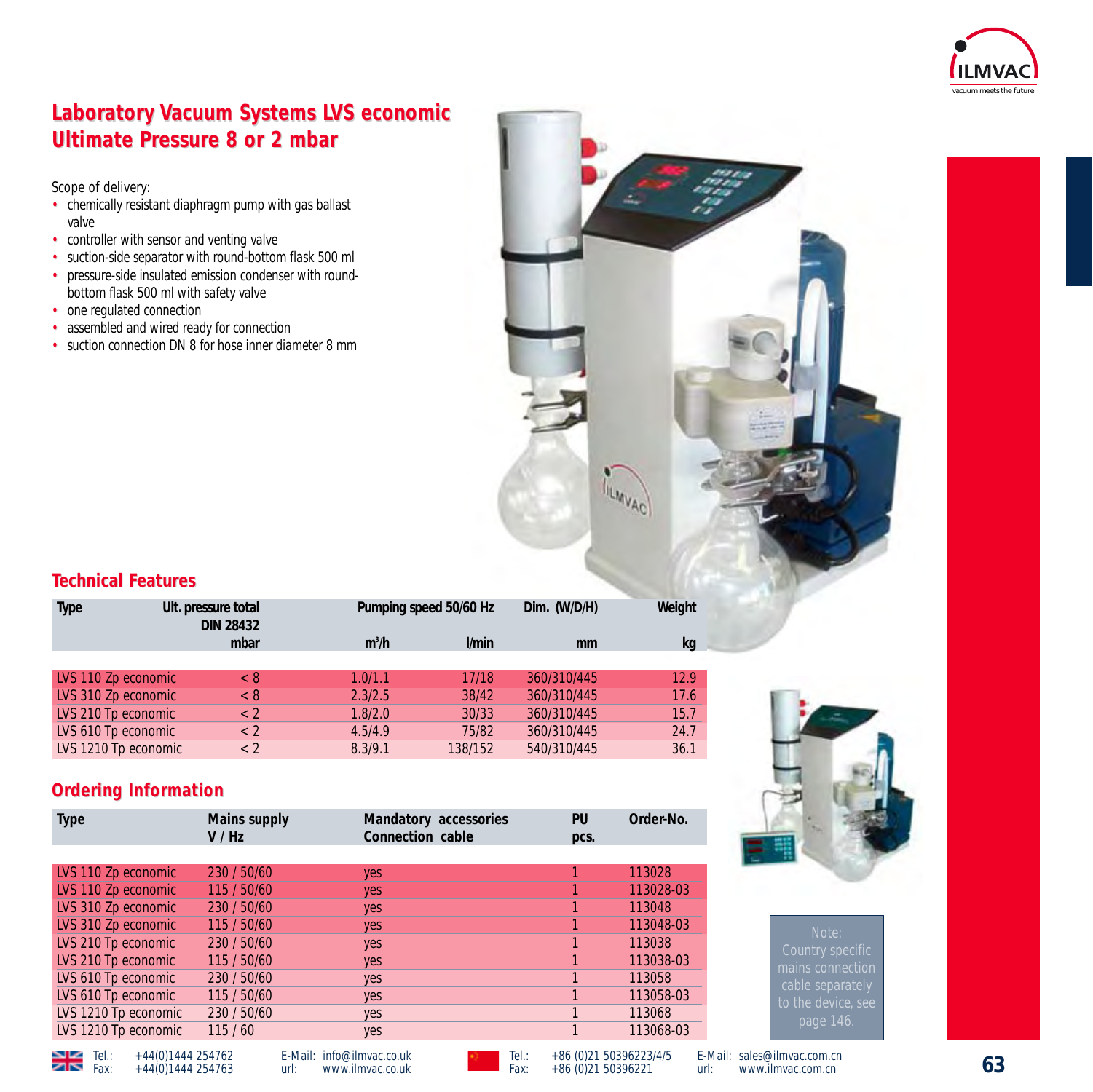# Laboratory Vacuum Systems LVS economic
# Ultimate Pressure 8 or 2 mbar

Scope of delivery:

- chemically resistant diaphragm pump with gas ballast valve
- controller with sensor and venting valve
- suction-side separator with round-bottom flask 500 ml
- pressure-side insulated emission condenser with round-bottom flask 500 ml with safety valve
- one regulated connection
- assembled and wired ready for connection
- suction connection DN 8 for hose inner diameter 8 mm

## Technical Features

| Type | Ult. pressure total DIN 28432 | Pumping speed 50/60 Hz | | Dim. (W/D/H) | Weight |
|---|---|---|---|---|---|
| | mbar | $m^3/h$ | l/min | mm | kg |
| LVS 110 Zp economic | < 8 | 1.0/1.1 | 17/18 | 360/310/445 | 12.9 |
| LVS 310 Zp economic | < 8 | 2.3/2.5 | 38/42 | 360/310/445 | 17.6 |
| LVS 210 Tp economic | < 2 | 1.8/2.0 | 30/33 | 360/310/445 | 15.7 |
| LVS 610 Tp economic | < 2 | 4.5/4.9 | 75/82 | 360/310/445 | 24.7 |
| LVS 1210 Tp economic | < 2 | 8.3/9.1 | 138/152 | 540/310/445 | 36.1 |

## Ordering Information

| Type | Mains supply V / Hz | Mandatory accessories Connection cable | PU pcs. | Order-No. |
|---|---|---|---|---|
| LVS 110 Zp economic | 230 / 50/60 | yes | 1 | 113028 |
| LVS 110 Zp economic | 115 / 50/60 | yes | 1 | 113028-03 |
| LVS 310 Zp economic | 230 / 50/60 | yes | 1 | 113048 |
| LVS 310 Zp economic | 115 / 50/60 | yes | 1 | 113048-03 |
| LVS 210 Tp economic | 230 / 50/60 | yes | 1 | 113038 |
| LVS 210 Tp economic | 115 / 50/60 | yes | 1 | 113038-03 |
| LVS 610 Tp economic | 230 / 50/60 | yes | 1 | 113058 |
| LVS 610 Tp economic | 115 / 50/60 | yes | 1 | 113058-03 |
| LVS 1210 Tp economic | 230 / 50/60 | yes | 1 | 113068 |
| LVS 1210 Tp economic | 115 / 60 | yes | 1 | 113068-03 |

Note: Country specific mains connection cable separately to the device, see page 146.

Tel.: +44(0)1444 254762 Fax: +44(0)1444 254763 E-Mail: info@ilmvac.co.uk url: www.ilmvac.co.uk
Tel.: +86 (0)21 50396223/4/5 Fax: +86 (0)21 50396221 E-Mail: sales@ilmvac.com.cn url: www.ilmvac.com.cn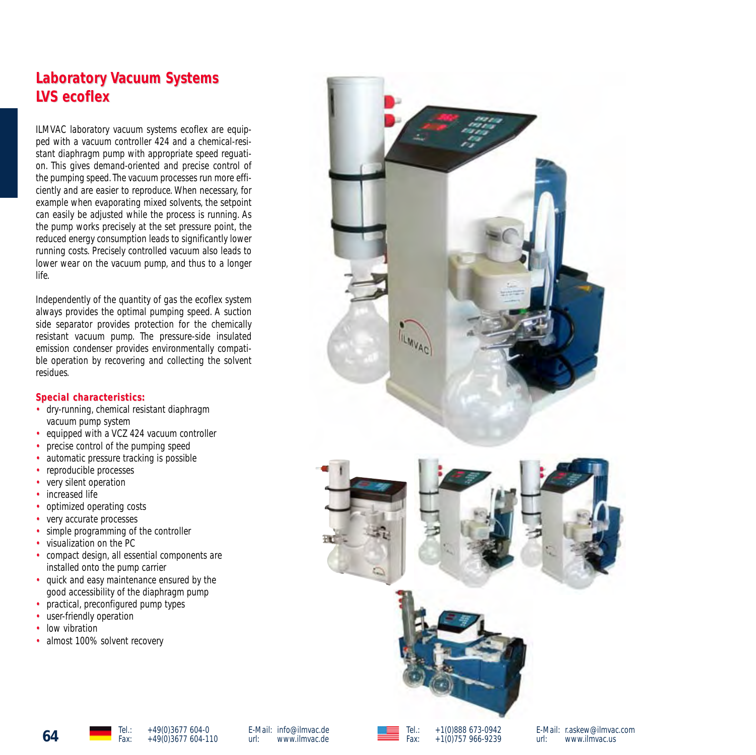# Laboratory Vacuum Systems
# LVS ecoflex

ILMVAC laboratory vacuum systems ecoflex are equipped with a vacuum controller 424 and a chemical-resistant diaphragm pump with appropriate speed reguation. This gives demand-oriented and precise control of the pumping speed. The vacuum processes run more efficiently and are easier to reproduce. When necessary, for example when evaporating mixed solvents, the setpoint can easily be adjusted while the process is running. As the pump works precisely at the set pressure point, the reduced energy consumption leads to significantly lower running costs. Precisely controlled vacuum also leads to lower wear on the vacuum pump, and thus to a longer life.

Independently of the quantity of gas the ecoflex system always provides the optimal pumping speed. A suction side separator provides protection for the chemically resistant vacuum pump. The pressure-side insulated emission condenser provides environmentally compatible operation by recovering and collecting the solvent residues.

**Special characteristics:**

- dry-running, chemical resistant diaphragm vacuum pump system
- equipped with a VCZ 424 vacuum controller
- precise control of the pumping speed
- automatic pressure tracking is possible
- reproducible processes
- very silent operation
- increased life
- optimized operating costs
- very accurate processes
- simple programming of the controller
- visualization on the PC
- compact design, all essential components are installed onto the pump carrier
- quick and easy maintenance ensured by the good accessibility of the diaphragm pump
- practical, preconfigured pump types
- user-friendly operation
- low vibration
- almost 100% solvent recovery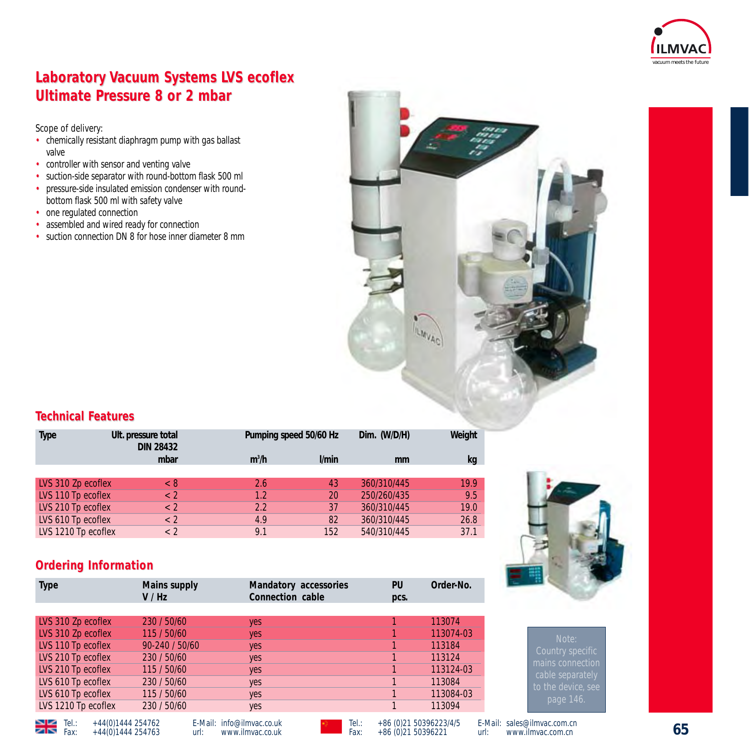# Laboratory Vacuum Systems LVS ecoflex
# Ultimate Pressure 8 or 2 mbar

Scope of delivery:

- chemically resistant diaphragm pump with gas ballast valve
- controller with sensor and venting valve
- suction-side separator with round-bottom flask 500 ml
- pressure-side insulated emission condenser with round-bottom flask 500 ml with safety valve
- one regulated connection
- assembled and wired ready for connection
- suction connection DN 8 for hose inner diameter 8 mm

## Technical Features

| Type | Ult. pressure total DIN 28432 | Pumping speed 50/60 Hz | | Dim. (W/D/H) | Weight |
|---|---|---|---|---|---|
| | mbar | $m^3/h$ | l/min | mm | kg |
| LVS 310 Zp ecoflex | < 8 | 2.6 | 43 | 360/310/445 | 19.9 |
| LVS 110 Tp ecoflex | < 2 | 1.2 | 20 | 250/260/435 | 9.5 |
| LVS 210 Tp ecoflex | < 2 | 2.2 | 37 | 360/310/445 | 19.0 |
| LVS 610 Tp ecoflex | < 2 | 4.9 | 82 | 360/310/445 | 26.8 |
| LVS 1210 Tp ecoflex | < 2 | 9.1 | 152 | 540/310/445 | 37.1 |

## Ordering Information

| Type | Mains supply V / Hz | Mandatory accessories Connection cable | PU pcs. | Order-No. |
|---|---|---|---|---|
| LVS 310 Zp ecoflex | 230 / 50/60 | yes | 1 | 113074 |
| LVS 310 Zp ecoflex | 115 / 50/60 | yes | 1 | 113074-03 |
| LVS 110 Tp ecoflex | 90-240 / 50/60 | yes | 1 | 113184 |
| LVS 210 Tp ecoflex | 230 / 50/60 | yes | 1 | 113124 |
| LVS 210 Tp ecoflex | 115 / 50/60 | yes | 1 | 113124-03 |
| LVS 610 Tp ecoflex | 230 / 50/60 | yes | 1 | 113084 |
| LVS 610 Tp ecoflex | 115 / 50/60 | yes | 1 | 113084-03 |
| LVS 1210 Tp ecoflex | 230 / 50/60 | yes | 1 | 113094 |

Note: Country specific mains connection cable separately to the device, see page 146.

Tel.: +44(0)1444 254762 Fax: +44(0)1444 254763 E-Mail: info@ilmvac.co.uk url: www.ilmvac.co.uk

Tel.: +86 (0)21 50396223/4/5 Fax: +86 (0)21 50396221 E-Mail: sales@ilmvac.com.cn url: www.ilmvac.com.cn